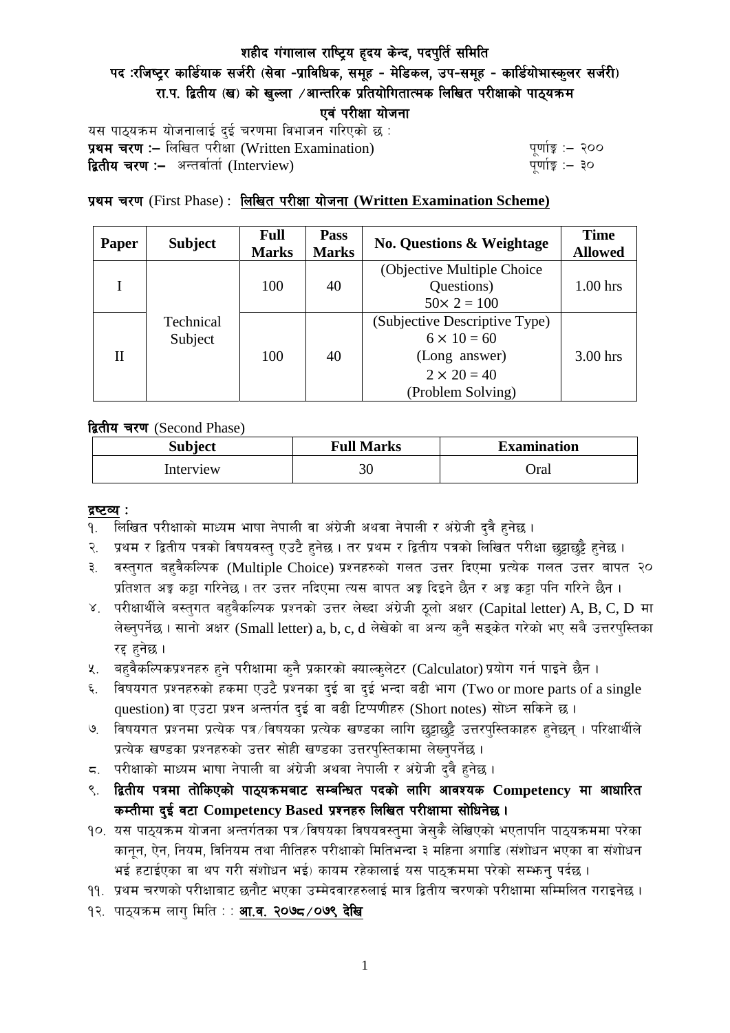# शहीद गंगालाल राष्ट्रिय हृदय केन्द, पदपुर्ति समिति

## पद :रजिष्ट्रर कार्डियाक सर्जरी (सेवा -प्राविधिक, समूह - मेडिकल, उप-समूह - कार्डियोभास्कुलर सर्जरी)

## रा.प. द्वितीय (ख) को खुल्ला /आन्तरिक प्रतियोगितात्मक लिखित परीक्षाको पाठ्यक्रम

## एवं परीक्षा योजना

यस पाठ्यक्रम योजनालाई दुई चरणमा विभाजन गरिएको छ :

**प्रथम चरण :–** लिखित परीक्षा (Written Examination) पूर्णाङ्क :– २००

**द्वितीय चरण :–** अन्तर्वार्ता (Interview) पूर्णाङ्क :– ३०

**प्रथम चरण** (First Phase) : **लिखित परीक्षा योजना (Written Examination Scheme)**

| Paper | Subject | Full Marks | Pass Marks | No. Questions & Weightage | Time Allowed |
|---|---|---|---|---|---|
| I | Technical Subject | 100 | 40 | (Objective Multiple Choice Questions) $50 \times 2 = 100$ | 1.00 hrs |
| II | | 100 | 40 | (Subjective Descriptive Type) $6 \times 10 = 60$ (Long answer) $2 \times 20 = 40$ (Problem Solving) | 3.00 hrs |

**द्वितीय चरण** (Second Phase)

| Subject | Full Marks | Examination |
|---|---|---|
| Interview | 30 | Oral |

**द्रष्टव्य :**

१. लिखित परीक्षाको माध्यम भाषा नेपाली वा अंग्रेजी अथवा नेपाली र अंग्रेजी दुवै हुनेछ ।

२. प्रथम र द्वितीय पत्रको विषयवस्तु एउटै हुनेछ । तर प्रथम र द्वितीय पत्रको लिखित परीक्षा छुट्टाछुट्टै हुनेछ ।

३. वस्तुगत बहुवैकल्पिक (Multiple Choice) प्रश्नहरुको गलत उत्तर दिएमा प्रत्येक गलत उत्तर बापत २० प्रतिशत अङ्क कट्टा गरिनेछ । तर उत्तर नदिएमा त्यस बापत अङ्क दिइने छैन र अङ्क कट्टा पनि गरिने छैन ।

४. परीक्षार्थीले वस्तुगत बहुवैकल्पिक प्रश्नको उत्तर लेख्दा अंग्रेजी ठूलो अक्षर (Capital letter) A, B, C, D मा लेख्नुपर्नेछ । सानो अक्षर (Small letter) a, b, c, d लेखेको वा अन्य कुनै सङ्केत गरेको भए सबै उत्तरपुस्तिका रद्द हुनेछ ।

५. बहुवैकल्पिकप्रश्नहरु हुने परीक्षामा कुनै प्रकारको क्याल्कुलेटर (Calculator) प्रयोग गर्न पाइने छैन ।

६. विषयगत प्रश्नहरुको हकमा एउटै प्रश्नका दुई वा दुई भन्दा बढी भाग (Two or more parts of a single question) वा एउटा प्रश्न अन्तर्गत दुई वा बढी टिप्पणीहरु (Short notes) सोध्न सकिने छ ।

७. विषयगत प्रश्नमा प्रत्येक पत्र/विषयका प्रत्येक खण्डका लागि छुट्टाछुट्टै उत्तरपुस्तिकाहरु हुनेछन् । परिक्षार्थीले प्रत्येक खण्डका प्रश्नहरुको उत्तर सोही खण्डका उत्तरपुस्तिकामा लेख्नुपर्नेछ ।

८. परीक्षाको माध्यम भाषा नेपाली वा अंग्रेजी अथवा नेपाली र अंग्रेजी दुवै हुनेछ ।

९. **द्वितीय पत्रमा तोकिएको पाठ्यक्रमबाट सम्बन्धित पदको लागि आवश्यक Competency मा आधारित कम्तीमा दुई वटा Competency Based प्रश्नहरु लिखित परीक्षामा सोधिनेछ ।**

१०. यस पाठ्यक्रम योजना अन्तर्गतका पत्र/विषयका विषयवस्तुमा जेसुकै लेखिएको भएतापनि पाठ्यक्रममा परेका कानुन, ऐन, नियम, विनियम तथा नीतिहरु परीक्षाको मितिभन्दा ३ महिना अगाडि (संशोधन भएका वा संशोधन भई हटाईएका वा थप गरी संशोधन भई) कायम रहेकालाई यस पाठ्कममा परेको सम्झनु पर्दछ ।

११. प्रथम चरणको परीक्षाबाट छनौट भएका उम्मेदवारहरुलाई मात्र द्वितीय चरणको परीक्षामा सम्मिलित गराइनेछ ।

१२. पाठ्यक्रम लागु मिति : : **आ.व. २०७८/०७९ देखि**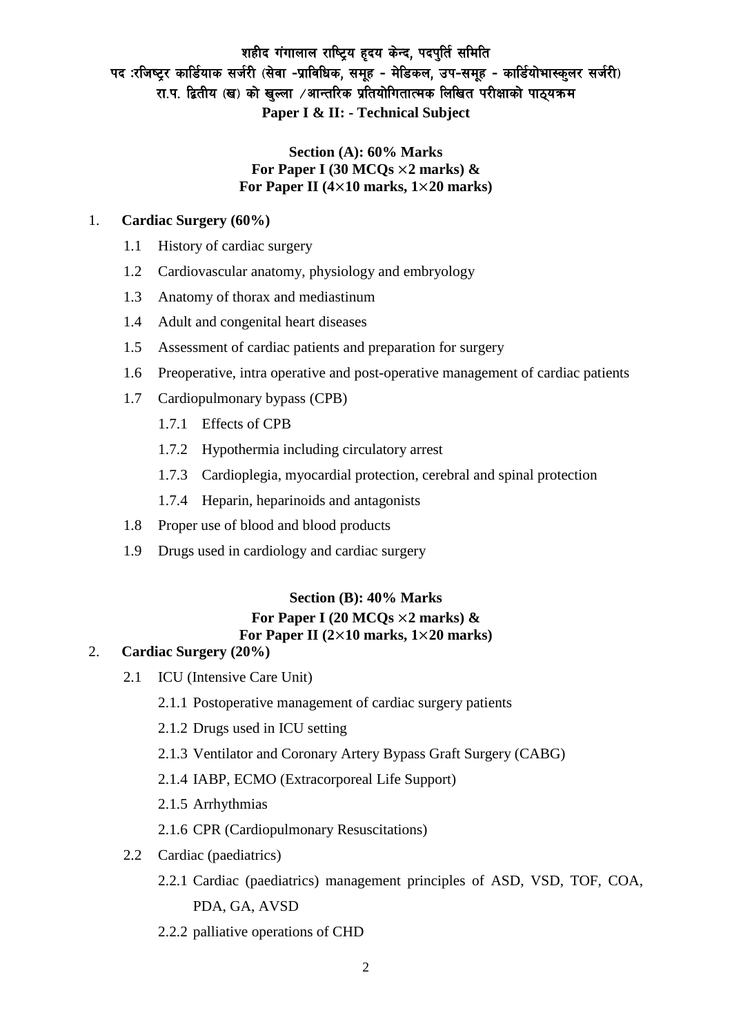# शहीद गंगालाल राष्ट्रिय हृदय केन्द, पदपुर्ति समिति

## पद :रजिष्ट्रर कार्डियाक सर्जरी (सेवा -प्राविधिक, समूह - मेडिकल, उप-समूह - कार्डियोभास्कुलर सर्जरी)

## रा.प. द्वितीय (ख) को खुल्ला /आन्तरिक प्रतियोगितात्मक लिखित परीक्षाको पाठ्यक्रम

## Paper I & II: - Technical Subject

### Section (A): 60% Marks
### For Paper I (30 MCQs $\times$2 marks) &
### For Paper II (4$\times$10 marks, 1$\times$20 marks)

1. **Cardiac Surgery (60%)**
   - 1.1 History of cardiac surgery
   - 1.2 Cardiovascular anatomy, physiology and embryology
   - 1.3 Anatomy of thorax and mediastinum
   - 1.4 Adult and congenital heart diseases
   - 1.5 Assessment of cardiac patients and preparation for surgery
   - 1.6 Preoperative, intra operative and post-operative management of cardiac patients
   - 1.7 Cardiopulmonary bypass (CPB)
     - 1.7.1 Effects of CPB
     - 1.7.2 Hypothermia including circulatory arrest
     - 1.7.3 Cardioplegia, myocardial protection, cerebral and spinal protection
     - 1.7.4 Heparin, heparinoids and antagonists
   - 1.8 Proper use of blood and blood products
   - 1.9 Drugs used in cardiology and cardiac surgery

### Section (B): 40% Marks
### For Paper I (20 MCQs $\times$2 marks) &
### For Paper II (2$\times$10 marks, 1$\times$20 marks)

2. **Cardiac Surgery (20%)**
   - 2.1 ICU (Intensive Care Unit)
     - 2.1.1 Postoperative management of cardiac surgery patients
     - 2.1.2 Drugs used in ICU setting
     - 2.1.3 Ventilator and Coronary Artery Bypass Graft Surgery (CABG)
     - 2.1.4 IABP, ECMO (Extracorporeal Life Support)
     - 2.1.5 Arrhythmias
     - 2.1.6 CPR (Cardiopulmonary Resuscitations)
   - 2.2 Cardiac (paediatrics)
     - 2.2.1 Cardiac (paediatrics) management principles of ASD, VSD, TOF, COA, PDA, GA, AVSD
     - 2.2.2 palliative operations of CHD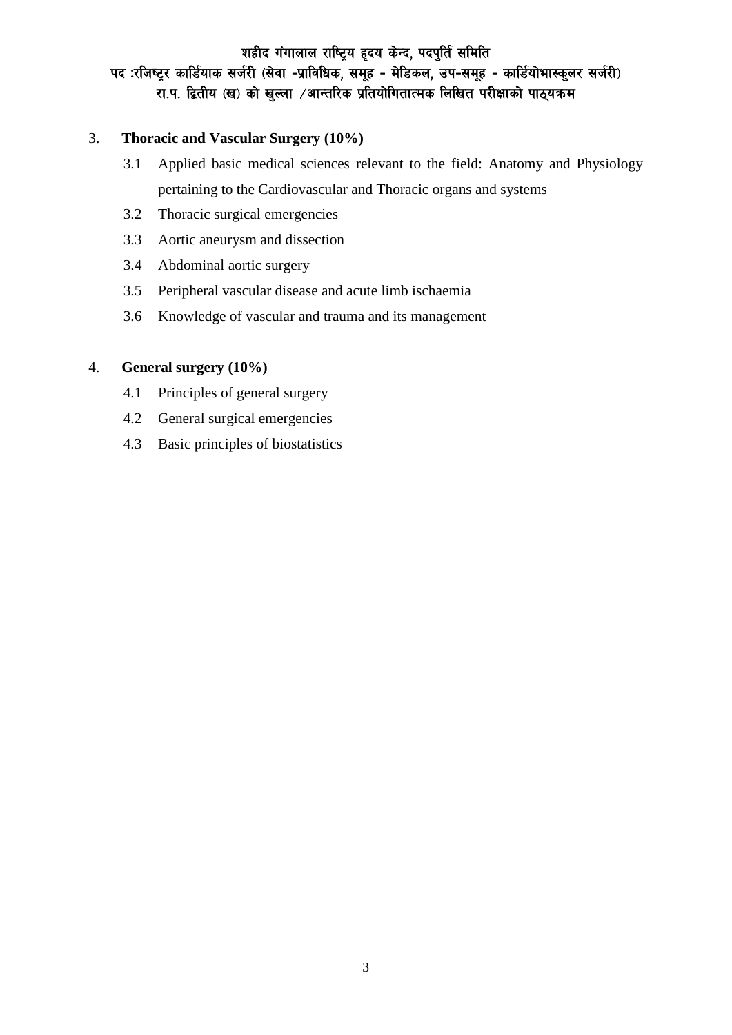3. **Thoracic and Vascular Surgery (10%)**
   - 3.1 Applied basic medical sciences relevant to the field: Anatomy and Physiology pertaining to the Cardiovascular and Thoracic organs and systems
   - 3.2 Thoracic surgical emergencies
   - 3.3 Aortic aneurysm and dissection
   - 3.4 Abdominal aortic surgery
   - 3.5 Peripheral vascular disease and acute limb ischaemia
   - 3.6 Knowledge of vascular and trauma and its management

4. **General surgery (10%)**
   - 4.1 Principles of general surgery
   - 4.2 General surgical emergencies
   - 4.3 Basic principles of biostatistics